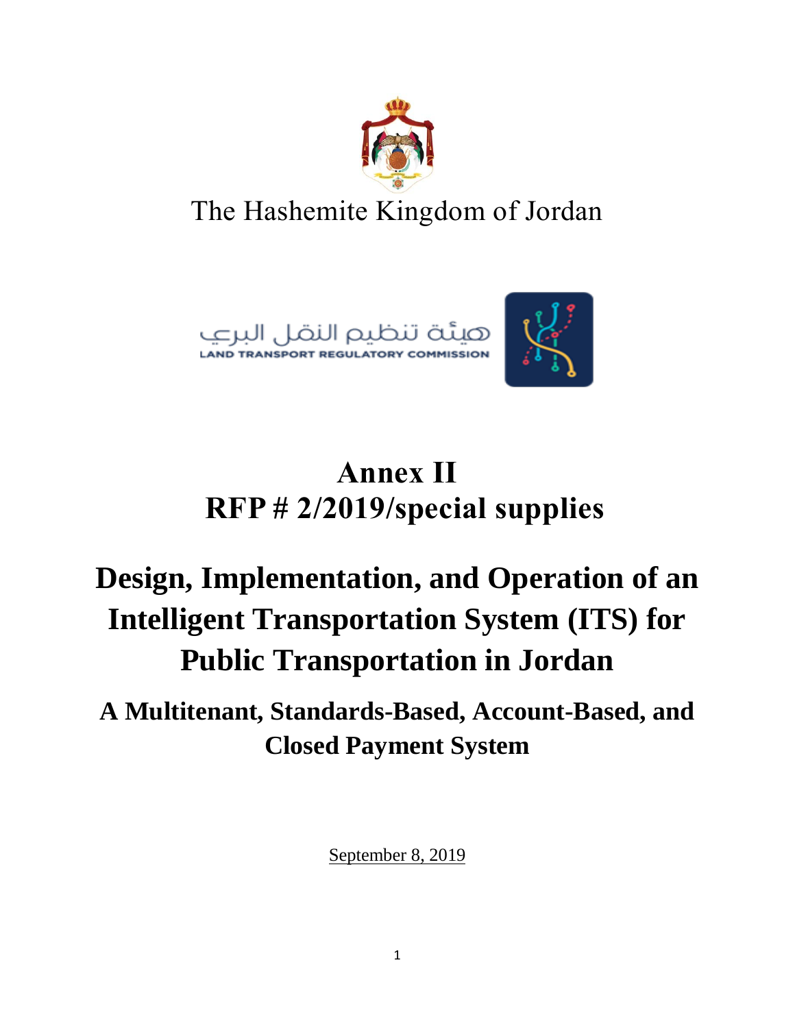The Hashemite Kingdom of Jordan

هيئة تنظيم النقل البري
LAND TRANSPORT REGULATORY COMMISSION

# Annex II
# RFP # 2/2019/special supplies

# Design, Implementation, and Operation of an Intelligent Transportation System (ITS) for Public Transportation in Jordan

## A Multitenant, Standards-Based, Account-Based, and Closed Payment System

September 8, 2019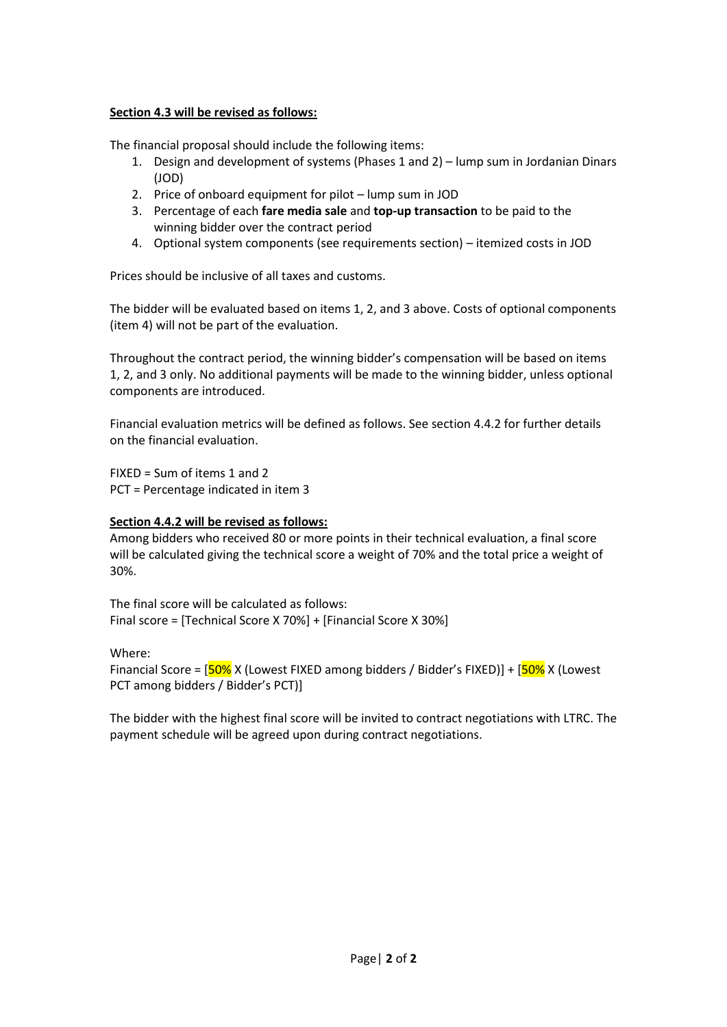**Section 4.3 will be revised as follows:**

The financial proposal should include the following items:

1. Design and development of systems (Phases 1 and 2) – lump sum in Jordanian Dinars (JOD)
2. Price of onboard equipment for pilot – lump sum in JOD
3. Percentage of each **fare media sale** and **top-up transaction** to be paid to the winning bidder over the contract period
4. Optional system components (see requirements section) – itemized costs in JOD

Prices should be inclusive of all taxes and customs.

The bidder will be evaluated based on items 1, 2, and 3 above. Costs of optional components (item 4) will not be part of the evaluation.

Throughout the contract period, the winning bidder's compensation will be based on items 1, 2, and 3 only. No additional payments will be made to the winning bidder, unless optional components are introduced.

Financial evaluation metrics will be defined as follows. See section 4.4.2 for further details on the financial evaluation.

FIXED = Sum of items 1 and 2
PCT = Percentage indicated in item 3

**Section 4.4.2 will be revised as follows:**

Among bidders who received 80 or more points in their technical evaluation, a final score will be calculated giving the technical score a weight of 70% and the total price a weight of 30%.

The final score will be calculated as follows:
Final score = [Technical Score X 70%] + [Financial Score X 30%]

Where:
Financial Score = [50% X (Lowest FIXED among bidders / Bidder's FIXED)] + [50% X (Lowest PCT among bidders / Bidder's PCT)]

The bidder with the highest final score will be invited to contract negotiations with LTRC. The payment schedule will be agreed upon during contract negotiations.